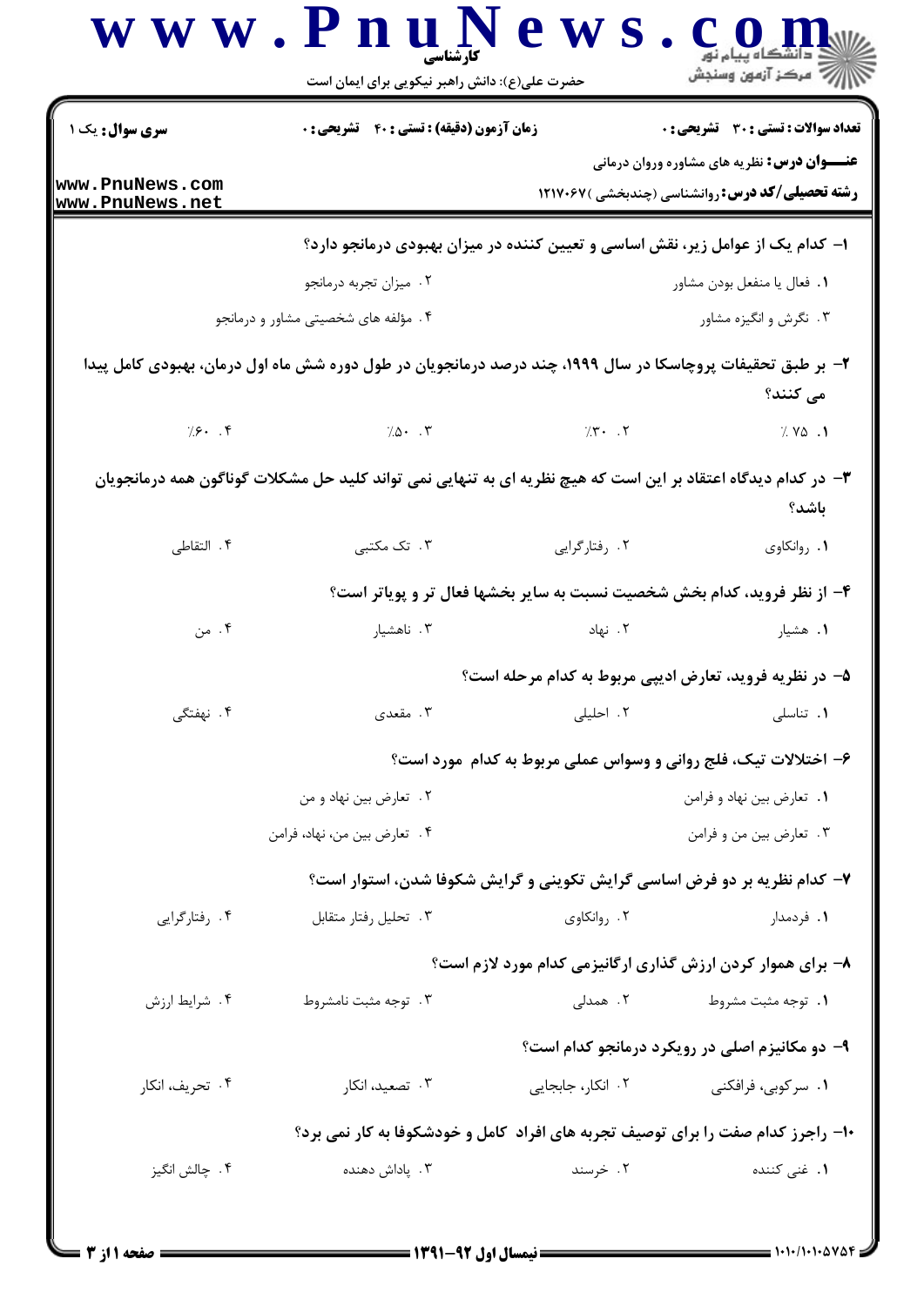کارشناسی

حضرت علی(ع): دانش راهبر نیکویی برای ایمان است

**سری سوال:** یک ۱

**زمان آزمون (دقیقه) : تستی : ۴۰ تشریحی : ۰**

**تعداد سوالات : تستی : ۳۰ تشریحی : ۰**

**عنـــوان درس:** نظریه های مشاوره وروان درمانی

**رشته تحصیلی/کد درس:** روانشناسی (چندبخشی )۱۲۱۷۰۶۷

**۱- کدام یک از عوامل زیر، نقش اساسی و تعیین کننده در میزان بهبودی درمانجو دارد؟**

۱. فعال یا منفعل بودن مشاور

۲. میزان تجربه درمانجو

۳. نگرش و انگیزه مشاور

۴. مؤلفه های شخصیتی مشاور و درمانجو

**۲- بر طبق تحقیقات پروچاسکا در سال ۱۹۹۹، چند درصد درمانجویان در طول دوره شش ماه اول درمان، بهبودی کامل پیدا می کنند؟**

۱. ٪ ۷۵

۲. ٪۳۰

۳. ٪۵۰

۴. ٪۶۰

**۳- در کدام دیدگاه اعتقاد بر این است که هیچ نظریه ای به تنهایی نمی تواند کلید حل مشکلات گوناگون همه درمانجویان باشد؟**

۱. روانکاوی

۲. رفتارگرایی

۳. تک مکتبی

۴. التقاطی

**۴- از نظر فروید، کدام بخش شخصیت نسبت به سایر بخشها فعال تر و پویاتر است؟**

۱. هشیار

۲. نهاد

۳. ناهشیار

۴. من

**۵- در نظریه فروید، تعارض ادیپی مربوط به کدام مرحله است؟**

۱. تناسلی

۲. احلیلی

۳. مقعدی

۴. نهفتگی

**۶- اختلالات تیک، فلج روانی و وسواس عملی مربوط به کدام مورد است؟**

۱. تعارض بین نهاد و فرامن

۲. تعارض بین نهاد و من

۳. تعارض بین من و فرامن

۴. تعارض بین من، نهاد، فرامن

**۷- کدام نظریه بر دو فرض اساسی گرایش تکوینی و گرایش شکوفا شدن، استوار است؟**

۱. فردمدار

۲. روانکاوی

۳. تحلیل رفتار متقابل

۴. رفتارگرایی

**۸- برای هموار کردن ارزش گذاری ارگانیزمی کدام مورد لازم است؟**

۱. توجه مثبت مشروط

۲. همدلی

۳. توجه مثبت نامشروط

۴. شرایط ارزش

**۹- دو مکانیزم اصلی در رویکرد درمانجو کدام است؟**

۱. سرکوبی، فرافکنی

۲. انکار، جابجایی

۳. تصعید، انکار

۴. تحریف، انکار

**۱۰- راجرز کدام صفت را برای توصیف تجربه های افراد کامل و خودشکوفا به کار نمی برد؟**

۱. غنی کننده

۲. خرسند

۳. پاداش دهنده

۴. چالش انگیز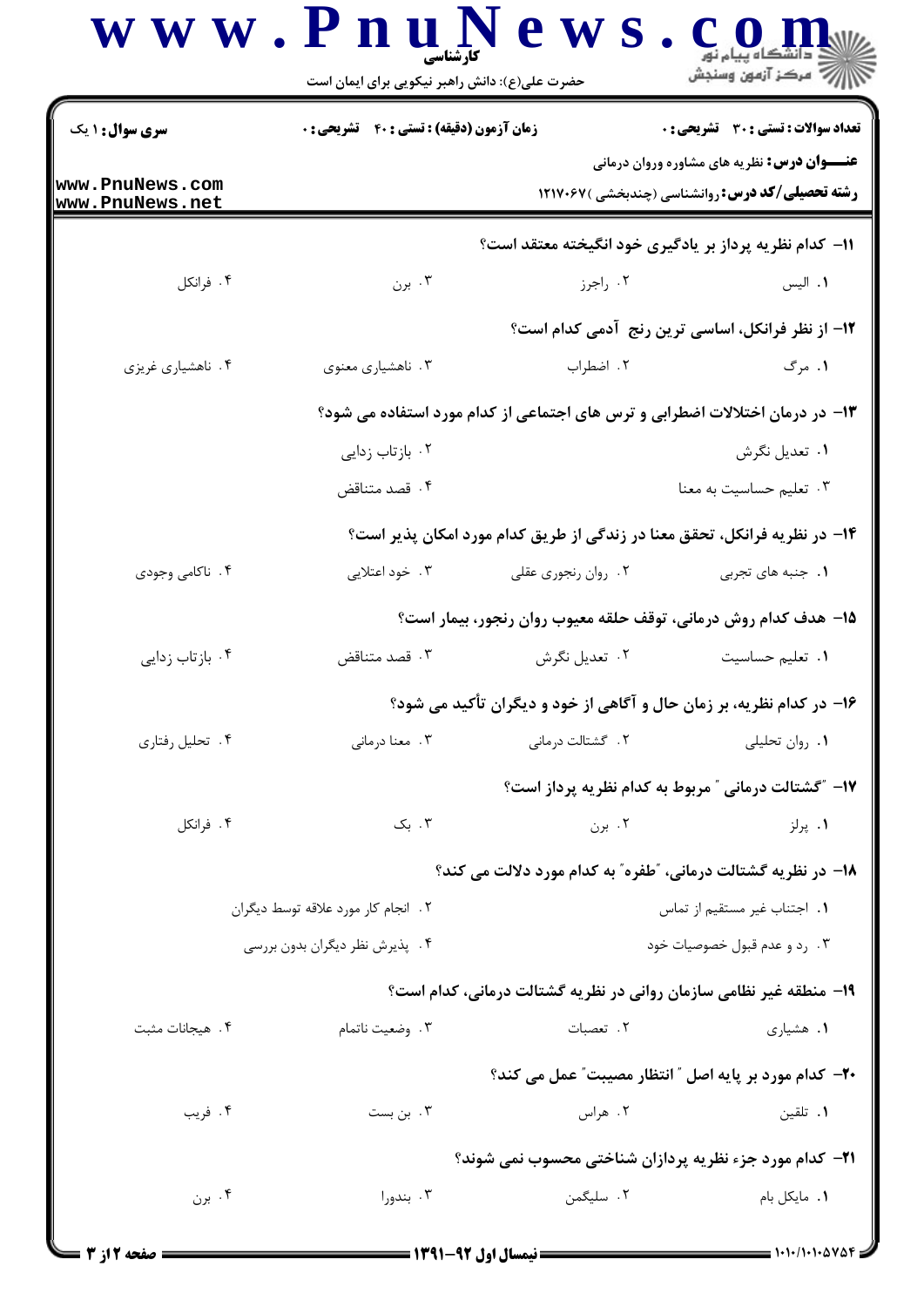**سری سوال:** ۱ یک

**زمان آزمون (دقیقه) : تستی : ۴۰ تشریحی : ۰**

**تعداد سوالات : تستی : ۳۰ تشریحی : ۰**

**عنـــوان درس:** نظریه های مشاوره وروان درمانی

**رشته تحصیلی/کد درس:** روانشناسی (چندبخشی )۱۲۱۷۰۶۷

**۱۱- کدام نظریه پرداز بر یادگیری خود انگیخته معتقد است؟**

۱. الیس ۲. راجرز ۳. برن ۴. فرانکل

**۱۲- از نظر فرانکل، اساسی ترین رنج آدمی کدام است؟**

۱. مرگ ۲. اضطراب ۳. ناهشیاری معنوی ۴. ناهشیاری غریزی

**۱۳- در درمان اختلالات اضطرابی و ترس های اجتماعی از کدام مورد استفاده می شود؟**

۱. تعدیل نگرش ۲. بازتاب زدایی ۳. تعلیم حساسیت به معنا ۴. قصد متناقض

**۱۴- در نظریه فرانکل، تحقق معنا در زندگی از طریق کدام مورد امکان پذیر است؟**

۱. جنبه های تجربی ۲. روان رنجوری عقلی ۳. خود اعتلایی ۴. ناکامی وجودی

**۱۵- هدف کدام روش درمانی، توقف حلقه معیوب روان رنجور، بیمار است؟**

۱. تعلیم حساسیت ۲. تعدیل نگرش ۳. قصد متناقض ۴. بازتاب زدایی

**۱۶- در کدام نظریه، بر زمان حال و آگاهی از خود و دیگران تأکید می شود؟**

۱. روان تحلیلی ۲. گشتالت درمانی ۳. معنا درمانی ۴. تحلیل رفتاری

**۱۷- "گشتالت درمانی" مربوط به کدام نظریه پرداز است؟**

۱. پرلز ۲. برن ۳. بک ۴. فرانکل

**۱۸- در نظریه گشتالت درمانی، "طفره" به کدام مورد دلالت می کند؟**

۱. اجتناب غیر مستقیم از تماس ۲. انجام کار مورد علاقه توسط دیگران ۳. رد و عدم قبول خصوصیات خود ۴. پذیرش نظر دیگران بدون بررسی

**۱۹- منطقه غیر نظامی سازمان روانی در نظریه گشتالت درمانی، کدام است؟**

۱. هشیاری ۲. تعصبات ۳. وضعیت ناتمام ۴. هیجانات مثبت

**۲۰- کدام مورد بر پایه اصل "انتظار مصیبت" عمل می کند؟**

۱. تلقین ۲. هراس ۳. بن بست ۴. فریب

**۲۱- کدام مورد جزء نظریه پردازان شناختی محسوب نمی شوند؟**

۱. مایکل بام ۲. سلیگمن ۳. بندورا ۴. برن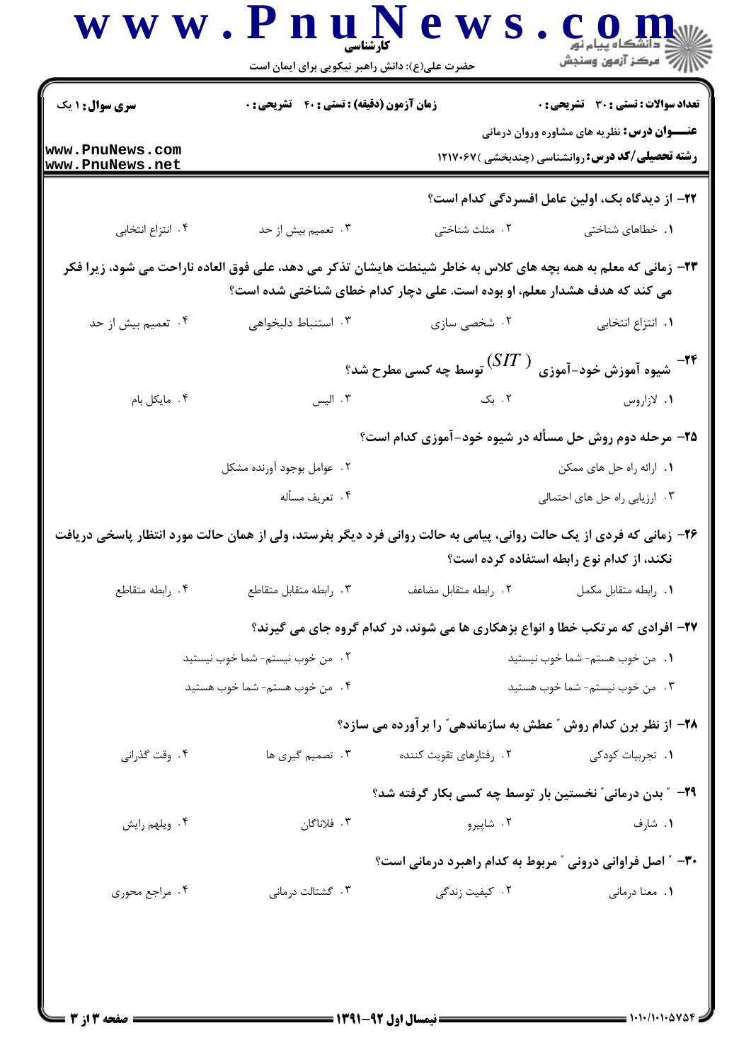۲۲- از دیدگاه بک، اولین عامل افسردگی کدام است؟

۱. خطاهای شناختی
۲. مثلث شناختی
۳. تعمیم بیش از حد
۴. انتزاع انتخابی

۲۳- زمانی که معلم به همه بچه های کلاس به خاطر شیطنت هایشان تذکر می دهد، علی فوق العاده ناراحت می شود، زیرا فکر می کند که هدف هشدار معلم، او بوده است. علی دچار کدام خطای شناختی شده است؟

۱. انتزاع انتخابی
۲. شخصی سازی
۳. استنباط دلبخواهی
۴. تعمیم بیش از حد

۲۴- شیوه آموزش خود-آموزی $(SIT)$ توسط چه کسی مطرح شد؟

۱. لازاروس
۲. بک
۳. الیس
۴. مایکل بام

۲۵- مرحله دوم روش حل مسأله در شیوه خود-آموزی کدام است؟

۱. ارائه راه حل های ممکن
۲. عوامل بوجود آورنده مشکل
۳. ارزیابی راه حل های احتمالی
۴. تعریف مسأله

۲۶- زمانی که فردی از یک حالت روانی، پیامی به حالت روانی فرد دیگر بفرستد، ولی از همان حالت مورد انتظار پاسخی دریافت نکند، از کدام نوع رابطه استفاده کرده است؟

۱. رابطه متقابل مکمل
۲. رابطه متقابل مضاعف
۳. رابطه متقابل متقاطع
۴. رابطه متقاطع

۲۷- افرادی که مرتکب خطا و انواع بزهکاری ها می شوند، در کدام گروه جای می گیرند؟

۱. من خوب هستم- شما خوب نیستید
۲. من خوب نیستم- شما خوب نیستید
۳. من خوب نیستم- شما خوب هستید
۴. من خوب هستم- شما خوب هستید

۲۸- از نظر برن کدام روش "عطش به سازماندهی" را برآورده می سازد؟

۱. تجربیات کودکی
۲. رفتارهای تقویت کننده
۳. تصمیم گیری ها
۴. وقت گذرانی

۲۹- "بدن درمانی" نخستین بار توسط چه کسی بکار گرفته شد؟

۱. شارف
۲. شاپیرو
۳. فلاناگان
۴. ویلهم رایش

۳۰- "اصل فراوانی درونی" مربوط به کدام راهبرد درمانی است؟

۱. معنا درمانی
۲. کیفیت زندگی
۳. گشتالت درمانی
۴. مراجع محوری